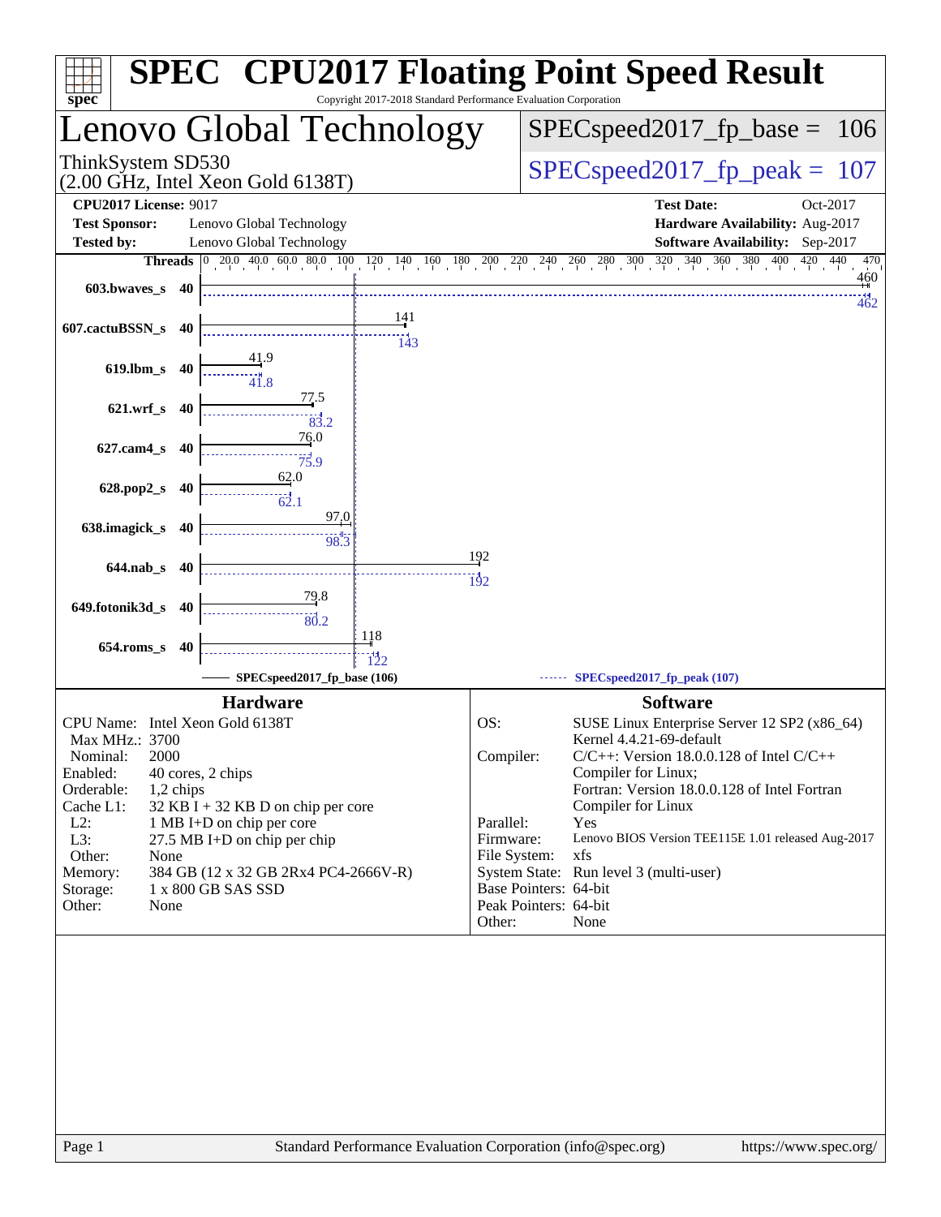# SPEC CPU2017 Floating Point Speed Result

Copyright 2017-2018 Standard Performance Evaluation Corporation

## Lenovo Global Technology

ThinkSystem SD530
(2.00 GHz, Intel Xeon Gold 6138T)

SPECspeed2017_fp_base = 106

SPECspeed2017_fp_peak = 107

| | | | |
|---|---|---|---|
| **CPU2017 License:** | 9017 | **Test Date:** | Oct-2017 |
| **Test Sponsor:** | Lenovo Global Technology | **Hardware Availability:** | Aug-2017 |
| **Tested by:** | Lenovo Global Technology | **Software Availability:** | Sep-2017 |

| Benchmark | Threads | Base | Peak |
|---|---|---|---|
| 603.bwaves_s | 40 | 460 | 462 |
| 607.cactuBSSN_s | 40 | 141 | 143 |
| 619.lbm_s | 40 | 41.9 | 41.8 |
| 621.wrf_s | 40 | 77.5 | 83.2 |
| 627.cam4_s | 40 | 76.0 | 75.9 |
| 628.pop2_s | 40 | 62.0 | 62.1 |
| 638.imagick_s | 40 | 97.0 | 98.3 |
| 644.nab_s | 40 | 192 | 192 |
| 649.fotonik3d_s | 40 | 79.8 | 80.2 |
| 654.roms_s | 40 | 118 | 122 |

SPECspeed2017_fp_base (106)    SPECspeed2017_fp_peak (107)

### Hardware

| | |
|---|---|
| CPU Name: | Intel Xeon Gold 6138T |
| Max MHz.: | 3700 |
| Nominal: | 2000 |
| Enabled: | 40 cores, 2 chips |
| Orderable: | 1,2 chips |
| Cache L1: | 32 KB I + 32 KB D on chip per core |
| L2: | 1 MB I+D on chip per core |
| L3: | 27.5 MB I+D on chip per chip |
| Other: | None |
| Memory: | 384 GB (12 x 32 GB 2Rx4 PC4-2666V-R) |
| Storage: | 1 x 800 GB SAS SSD |
| Other: | None |

### Software

| | |
|---|---|
| OS: | SUSE Linux Enterprise Server 12 SP2 (x86_64) Kernel 4.4.21-69-default |
| Compiler: | C/C++: Version 18.0.0.128 of Intel C/C++ Compiler for Linux; Fortran: Version 18.0.0.128 of Intel Fortran Compiler for Linux |
| Parallel: | Yes |
| Firmware: | Lenovo BIOS Version TEE115E 1.01 released Aug-2017 |
| File System: | xfs |
| System State: | Run level 3 (multi-user) |
| Base Pointers: | 64-bit |
| Peak Pointers: | 64-bit |
| Other: | None |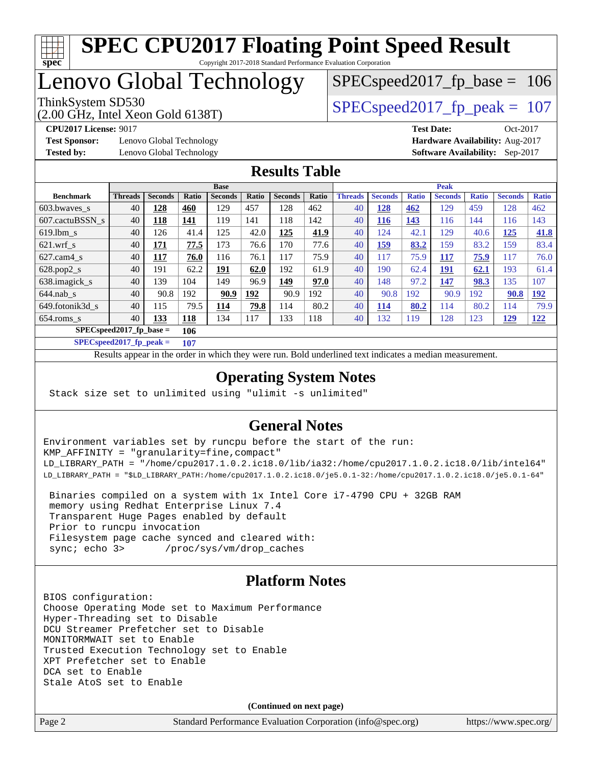# SPEC CPU2017 Floating Point Speed Result

Copyright 2017-2018 Standard Performance Evaluation Corporation

# Lenovo Global Technology

ThinkSystem SD530
(2.00 GHz, Intel Xeon Gold 6138T)

SPECspeed2017_fp_base = 106

SPECspeed2017_fp_peak = 107

**CPU2017 License:** 9017
**Test Sponsor:** Lenovo Global Technology
**Tested by:** Lenovo Global Technology
**Test Date:** Oct-2017
**Hardware Availability:** Aug-2017
**Software Availability:** Sep-2017

## Results Table

| | Base | | | | | | | Peak | | | | | | |
|---|---|---|---|---|---|---|---|---|---|---|---|---|---|---|
| **Benchmark** | **Threads** | **Seconds** | **Ratio** | **Seconds** | **Ratio** | **Seconds** | **Ratio** | **Threads** | **Seconds** | **Ratio** | **Seconds** | **Ratio** | **Seconds** | **Ratio** |
| 603.bwaves_s | 40 | **128** | **460** | 129 | 457 | 128 | 462 | 40 | **128** | **462** | 129 | 459 | 128 | 462 |
| 607.cactuBSSN_s | 40 | **118** | **141** | 119 | 141 | 118 | 142 | 40 | **116** | **143** | 116 | 144 | 116 | 143 |
| 619.lbm_s | 40 | 126 | 41.4 | 125 | 42.0 | **125** | **41.9** | 40 | 124 | 42.1 | 129 | 40.6 | **125** | **41.8** |
| 621.wrf_s | 40 | **171** | **77.5** | 173 | 76.6 | 170 | 77.6 | 40 | **159** | **83.2** | 159 | 83.2 | 159 | 83.4 |
| 627.cam4_s | 40 | **117** | **76.0** | 116 | 76.1 | 117 | 75.9 | 40 | 117 | 75.9 | **117** | **75.9** | 117 | 76.0 |
| 628.pop2_s | 40 | 191 | 62.2 | **191** | **62.0** | 192 | 61.9 | 40 | 190 | 62.4 | **191** | **62.1** | 193 | 61.4 |
| 638.imagick_s | 40 | 139 | 104 | 149 | 96.9 | **149** | **97.0** | 40 | 148 | 97.2 | **147** | **98.3** | 135 | 107 |
| 644.nab_s | 40 | 90.8 | 192 | **90.9** | **192** | 90.9 | 192 | 40 | 90.8 | 192 | 90.9 | 192 | **90.8** | **192** |
| 649.fotonik3d_s | 40 | 115 | 79.5 | **114** | **79.8** | 114 | 80.2 | 40 | **114** | **80.2** | 114 | 80.2 | 114 | 79.9 |
| 654.roms_s | 40 | **133** | **118** | 134 | 117 | 133 | 118 | 40 | 132 | 119 | 128 | 123 | **129** | **122** |

**SPECspeed2017_fp_base = 106**

**SPECspeed2017_fp_peak = 107**

Results appear in the order in which they were run. Bold underlined text indicates a median measurement.

## Operating System Notes

```
Stack size set to unlimited using "ulimit -s unlimited"
```

## General Notes

```
Environment variables set by runcpu before the start of the run:
KMP_AFFINITY = "granularity=fine,compact"
LD_LIBRARY_PATH = "/home/cpu2017.1.0.2.ic18.0/lib/ia32:/home/cpu2017.1.0.2.ic18.0/lib/intel64"
LD_LIBRARY_PATH = "$LD_LIBRARY_PATH:/home/cpu2017.1.0.2.ic18.0/je5.0.1-32:/home/cpu2017.1.0.2.ic18.0/je5.0.1-64"

 Binaries compiled on a system with 1x Intel Core i7-4790 CPU + 32GB RAM
 memory using Redhat Enterprise Linux 7.4
 Transparent Huge Pages enabled by default
 Prior to runcpu invocation
 Filesystem page cache synced and cleared with:
 sync; echo 3>       /proc/sys/vm/drop_caches
```

## Platform Notes

```
BIOS configuration:
Choose Operating Mode set to Maximum Performance
Hyper-Threading set to Disable
DCU Streamer Prefetcher set to Disable
MONITORMWAIT set to Enable
Trusted Execution Technology set to Enable
XPT Prefetcher set to Enable
DCA set to Enable
Stale AtoS set to Enable
```

**(Continued on next page)**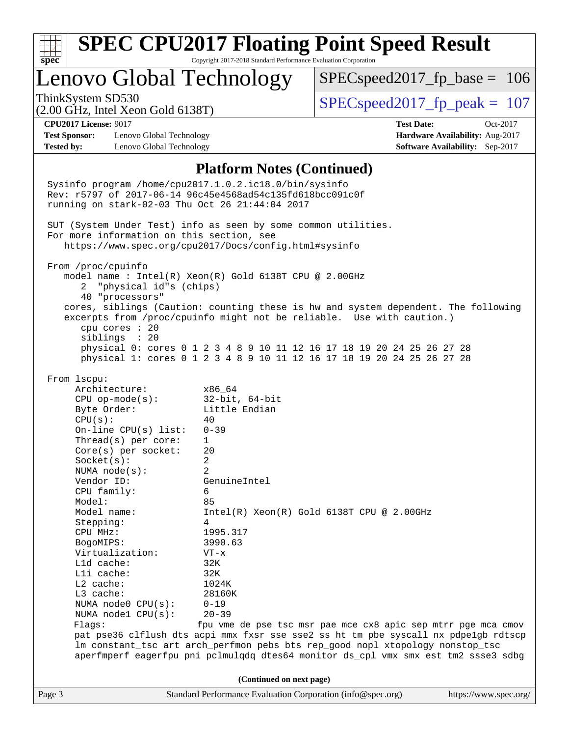## Platform Notes (Continued)

```
Sysinfo program /home/cpu2017.1.0.2.ic18.0/bin/sysinfo
Rev: r5797 of 2017-06-14 96c45e4568ad54c135fd618bcc091c0f
running on stark-02-03 Thu Oct 26 21:44:04 2017

SUT (System Under Test) info as seen by some common utilities.
For more information on this section, see
   https://www.spec.org/cpu2017/Docs/config.html#sysinfo

From /proc/cpuinfo
   model name : Intel(R) Xeon(R) Gold 6138T CPU @ 2.00GHz
      2  "physical id"s (chips)
      40 "processors"
   cores, siblings (Caution: counting these is hw and system dependent. The following
   excerpts from /proc/cpuinfo might not be reliable.  Use with caution.)
      cpu cores : 20
      siblings  : 20
      physical 0: cores 0 1 2 3 4 8 9 10 11 12 16 17 18 19 20 24 25 26 27 28
      physical 1: cores 0 1 2 3 4 8 9 10 11 12 16 17 18 19 20 24 25 26 27 28

From lscpu:
     Architecture:          x86_64
     CPU op-mode(s):        32-bit, 64-bit
     Byte Order:            Little Endian
     CPU(s):                40
     On-line CPU(s) list:   0-39
     Thread(s) per core:    1
     Core(s) per socket:    20
     Socket(s):             2
     NUMA node(s):          2
     Vendor ID:             GenuineIntel
     CPU family:            6
     Model:                 85
     Model name:            Intel(R) Xeon(R) Gold 6138T CPU @ 2.00GHz
     Stepping:              4
     CPU MHz:               1995.317
     BogoMIPS:              3990.63
     Virtualization:        VT-x
     L1d cache:             32K
     L1i cache:             32K
     L2 cache:              1024K
     L3 cache:              28160K
     NUMA node0 CPU(s):     0-19
     NUMA node1 CPU(s):     20-39
     Flags:                fpu vme de pse tsc msr pae mce cx8 apic sep mtrr pge mca cmov
     pat pse36 clflush dts acpi mmx fxsr sse sse2 ss ht tm pbe syscall nx pdpe1gb rdtscp
     lm constant_tsc art arch_perfmon pebs bts rep_good nopl xtopology nonstop_tsc
     aperfmperf eagerfpu pni pclmulqdq dtes64 monitor ds_cpl vmx smx est tm2 ssse3 sdbg
```

(Continued on next page)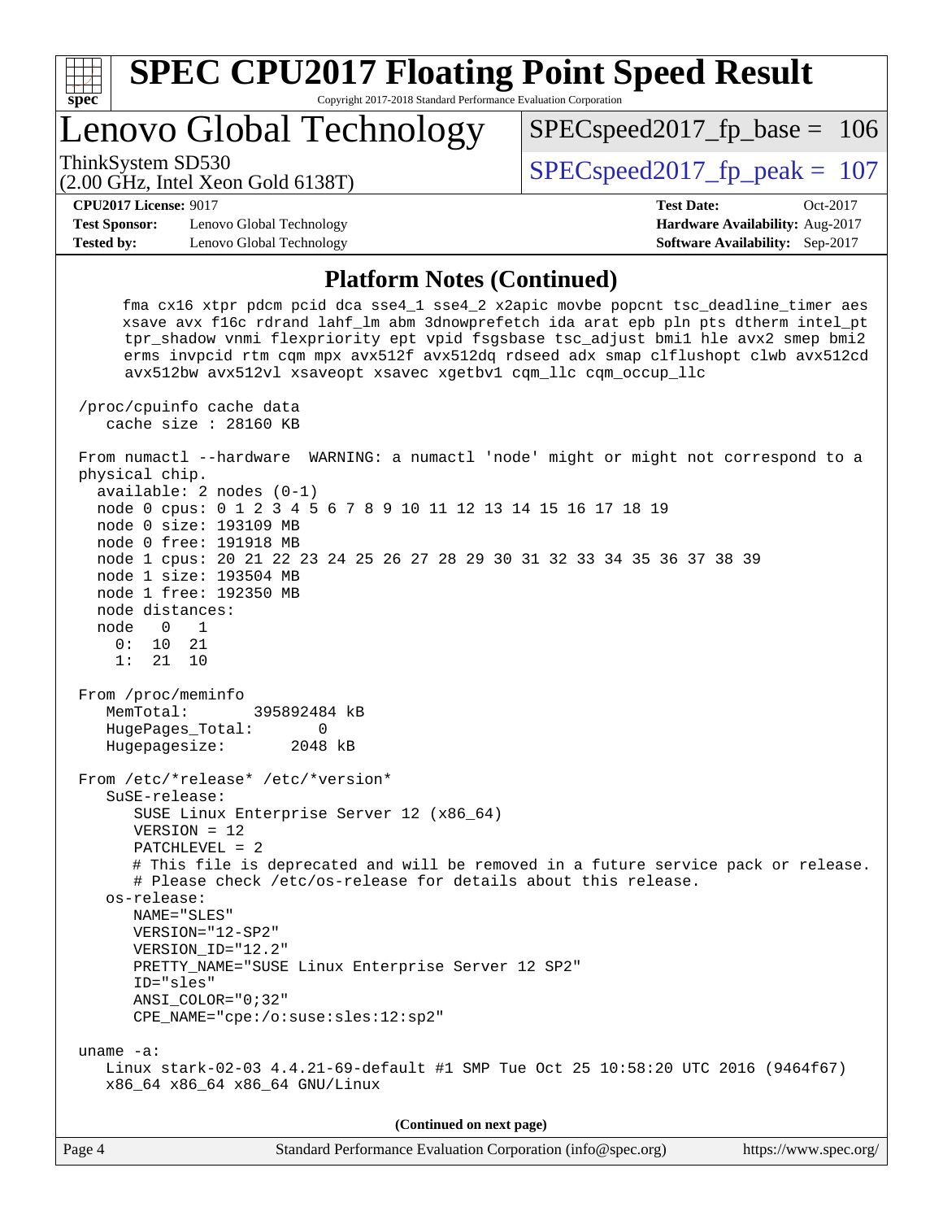# SPEC CPU2017 Floating Point Speed Result

Copyright 2017-2018 Standard Performance Evaluation Corporation

## Lenovo Global Technology

ThinkSystem SD530
(2.00 GHz, Intel Xeon Gold 6138T)

SPECspeed2017_fp_base = 106

SPECspeed2017_fp_peak = 107

**CPU2017 License:** 9017
**Test Sponsor:** Lenovo Global Technology
**Tested by:** Lenovo Global Technology

**Test Date:** Oct-2017
**Hardware Availability:** Aug-2017
**Software Availability:** Sep-2017

### Platform Notes (Continued)

```
     fma cx16 xtpr pdcm pcid dca sse4_1 sse4_2 x2apic movbe popcnt tsc_deadline_timer aes
     xsave avx f16c rdrand lahf_lm abm 3dnowprefetch ida arat epb pln pts dtherm intel_pt
     tpr_shadow vnmi flexpriority ept vpid fsgsbase tsc_adjust bmi1 hle avx2 smep bmi2
     erms invpcid rtm cqm mpx avx512f avx512dq rdseed adx smap clflushopt clwb avx512cd
     avx512bw avx512vl xsaveopt xsavec xgetbv1 cqm_llc cqm_occup_llc

 /proc/cpuinfo cache data
    cache size : 28160 KB

 From numactl --hardware  WARNING: a numactl 'node' might or might not correspond to a
 physical chip.
   available: 2 nodes (0-1)
   node 0 cpus: 0 1 2 3 4 5 6 7 8 9 10 11 12 13 14 15 16 17 18 19
   node 0 size: 193109 MB
   node 0 free: 191918 MB
   node 1 cpus: 20 21 22 23 24 25 26 27 28 29 30 31 32 33 34 35 36 37 38 39
   node 1 size: 193504 MB
   node 1 free: 192350 MB
   node distances:
   node   0   1
     0:  10  21
     1:  21  10

 From /proc/meminfo
    MemTotal:       395892484 kB
    HugePages_Total:       0
    Hugepagesize:       2048 kB

 From /etc/*release* /etc/*version*
    SuSE-release:
       SUSE Linux Enterprise Server 12 (x86_64)
       VERSION = 12
       PATCHLEVEL = 2
       # This file is deprecated and will be removed in a future service pack or release.
       # Please check /etc/os-release for details about this release.
    os-release:
       NAME="SLES"
       VERSION="12-SP2"
       VERSION_ID="12.2"
       PRETTY_NAME="SUSE Linux Enterprise Server 12 SP2"
       ID="sles"
       ANSI_COLOR="0;32"
       CPE_NAME="cpe:/o:suse:sles:12:sp2"

 uname -a:
    Linux stark-02-03 4.4.21-69-default #1 SMP Tue Oct 25 10:58:20 UTC 2016 (9464f67)
    x86_64 x86_64 x86_64 GNU/Linux
```

(Continued on next page)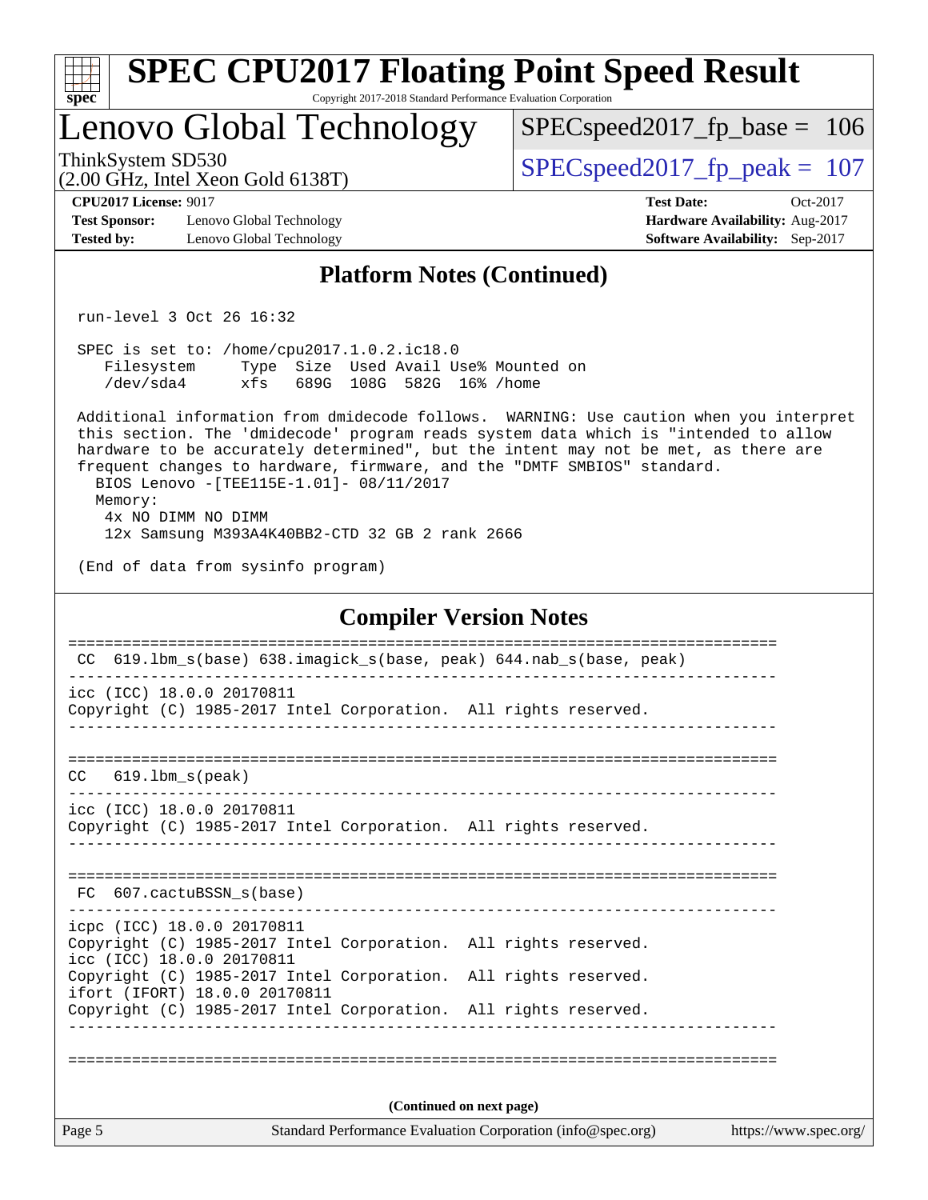## Platform Notes (Continued)

```
run-level 3 Oct 26 16:32

SPEC is set to: /home/cpu2017.1.0.2.ic18.0
   Filesystem     Type  Size  Used Avail Use% Mounted on
   /dev/sda4      xfs   689G  108G  582G  16% /home

Additional information from dmidecode follows.  WARNING: Use caution when you interpret
this section. The 'dmidecode' program reads system data which is "intended to allow
hardware to be accurately determined", but the intent may not be met, as there are
frequent changes to hardware, firmware, and the "DMTF SMBIOS" standard.
  BIOS Lenovo -[TEE115E-1.01]- 08/11/2017
  Memory:
    4x NO DIMM NO DIMM
    12x Samsung M393A4K40BB2-CTD 32 GB 2 rank 2666

(End of data from sysinfo program)
```

## Compiler Version Notes

```
==============================================================================
 CC  619.lbm_s(base) 638.imagick_s(base, peak) 644.nab_s(base, peak)
------------------------------------------------------------------------------
icc (ICC) 18.0.0 20170811
Copyright (C) 1985-2017 Intel Corporation.  All rights reserved.
------------------------------------------------------------------------------

==============================================================================
 CC   619.lbm_s(peak)
------------------------------------------------------------------------------
icc (ICC) 18.0.0 20170811
Copyright (C) 1985-2017 Intel Corporation.  All rights reserved.
------------------------------------------------------------------------------

==============================================================================
 FC  607.cactuBSSN_s(base)
------------------------------------------------------------------------------
icpc (ICC) 18.0.0 20170811
Copyright (C) 1985-2017 Intel Corporation.  All rights reserved.
icc (ICC) 18.0.0 20170811
Copyright (C) 1985-2017 Intel Corporation.  All rights reserved.
ifort (IFORT) 18.0.0 20170811
Copyright (C) 1985-2017 Intel Corporation.  All rights reserved.
------------------------------------------------------------------------------

==============================================================================
```

(Continued on next page)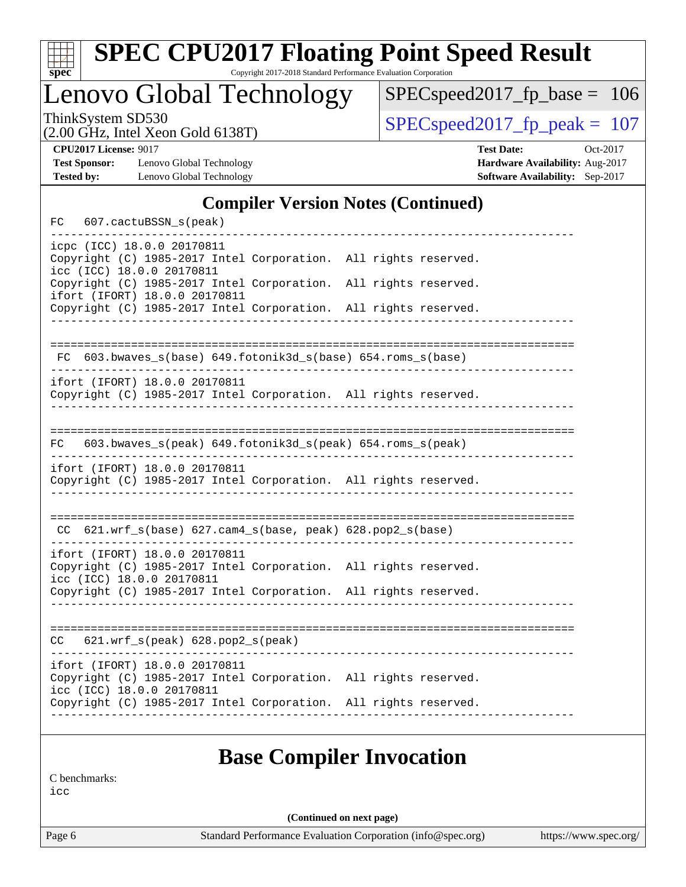## Compiler Version Notes (Continued)

```
FC   607.cactuBSSN_s(peak)
------------------------------------------------------------------------------
icpc (ICC) 18.0.0 20170811
Copyright (C) 1985-2017 Intel Corporation.  All rights reserved.
icc (ICC) 18.0.0 20170811
Copyright (C) 1985-2017 Intel Corporation.  All rights reserved.
ifort (IFORT) 18.0.0 20170811
Copyright (C) 1985-2017 Intel Corporation.  All rights reserved.
------------------------------------------------------------------------------

==============================================================================
 FC  603.bwaves_s(base) 649.fotonik3d_s(base) 654.roms_s(base)
------------------------------------------------------------------------------
ifort (IFORT) 18.0.0 20170811
Copyright (C) 1985-2017 Intel Corporation.  All rights reserved.
------------------------------------------------------------------------------

==============================================================================
FC   603.bwaves_s(peak) 649.fotonik3d_s(peak) 654.roms_s(peak)
------------------------------------------------------------------------------
ifort (IFORT) 18.0.0 20170811
Copyright (C) 1985-2017 Intel Corporation.  All rights reserved.
------------------------------------------------------------------------------

==============================================================================
 CC  621.wrf_s(base) 627.cam4_s(base, peak) 628.pop2_s(base)
------------------------------------------------------------------------------
ifort (IFORT) 18.0.0 20170811
Copyright (C) 1985-2017 Intel Corporation.  All rights reserved.
icc (ICC) 18.0.0 20170811
Copyright (C) 1985-2017 Intel Corporation.  All rights reserved.
------------------------------------------------------------------------------

==============================================================================
CC   621.wrf_s(peak) 628.pop2_s(peak)
------------------------------------------------------------------------------
ifort (IFORT) 18.0.0 20170811
Copyright (C) 1985-2017 Intel Corporation.  All rights reserved.
icc (ICC) 18.0.0 20170811
Copyright (C) 1985-2017 Intel Corporation.  All rights reserved.
------------------------------------------------------------------------------
```

## Base Compiler Invocation

C benchmarks:
icc

(Continued on next page)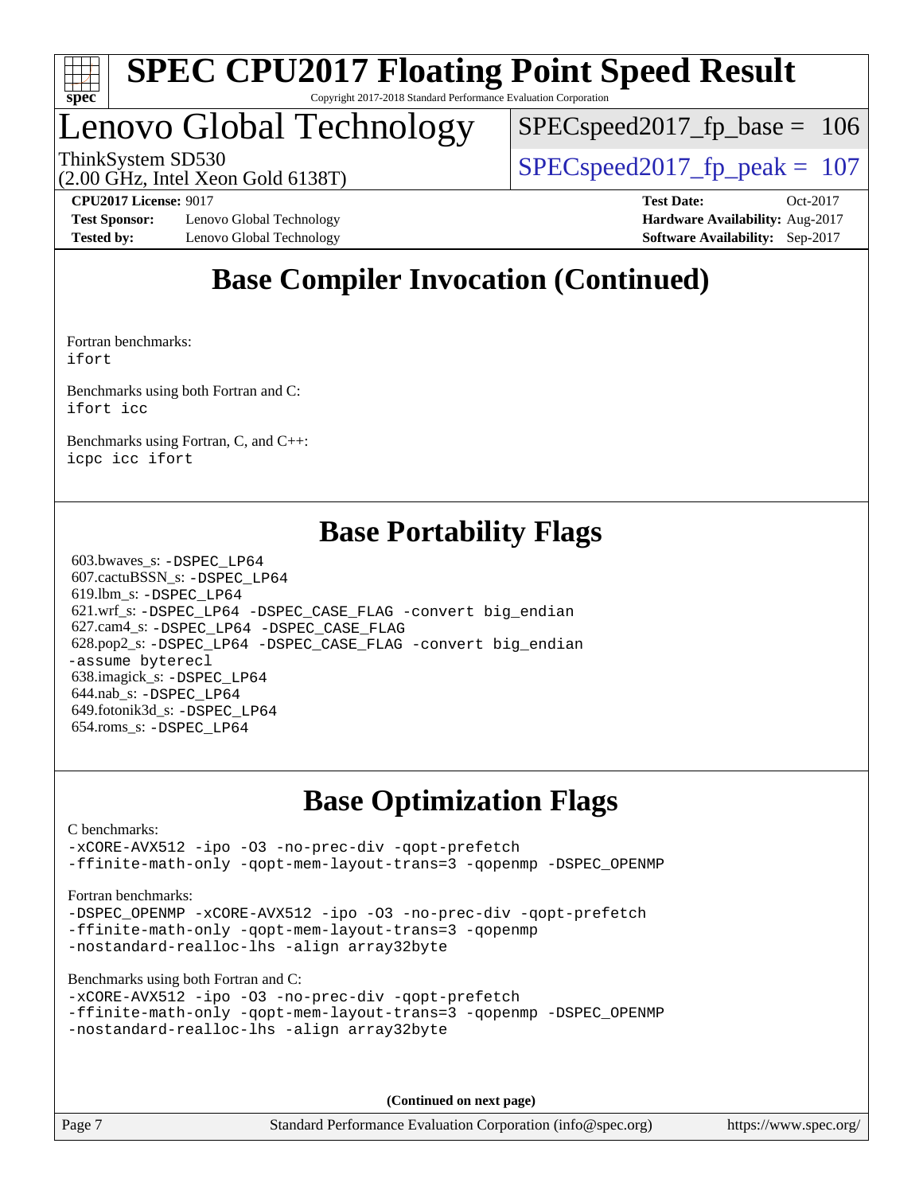## Base Compiler Invocation (Continued)

Fortran benchmarks:
ifort

Benchmarks using both Fortran and C:
ifort icc

Benchmarks using Fortran, C, and C++:
icpc icc ifort

## Base Portability Flags

603.bwaves_s: -DSPEC_LP64
607.cactuBSSN_s: -DSPEC_LP64
619.lbm_s: -DSPEC_LP64
621.wrf_s: -DSPEC_LP64 -DSPEC_CASE_FLAG -convert big_endian
627.cam4_s: -DSPEC_LP64 -DSPEC_CASE_FLAG
628.pop2_s: -DSPEC_LP64 -DSPEC_CASE_FLAG -convert big_endian -assume byterecl
638.imagick_s: -DSPEC_LP64
644.nab_s: -DSPEC_LP64
649.fotonik3d_s: -DSPEC_LP64
654.roms_s: -DSPEC_LP64

## Base Optimization Flags

C benchmarks:
-xCORE-AVX512 -ipo -O3 -no-prec-div -qopt-prefetch -ffinite-math-only -qopt-mem-layout-trans=3 -qopenmp -DSPEC_OPENMP

Fortran benchmarks:
-DSPEC_OPENMP -xCORE-AVX512 -ipo -O3 -no-prec-div -qopt-prefetch -ffinite-math-only -qopt-mem-layout-trans=3 -qopenmp -nostandard-realloc-lhs -align array32byte

Benchmarks using both Fortran and C:
-xCORE-AVX512 -ipo -O3 -no-prec-div -qopt-prefetch -ffinite-math-only -qopt-mem-layout-trans=3 -qopenmp -DSPEC_OPENMP -nostandard-realloc-lhs -align array32byte

**(Continued on next page)**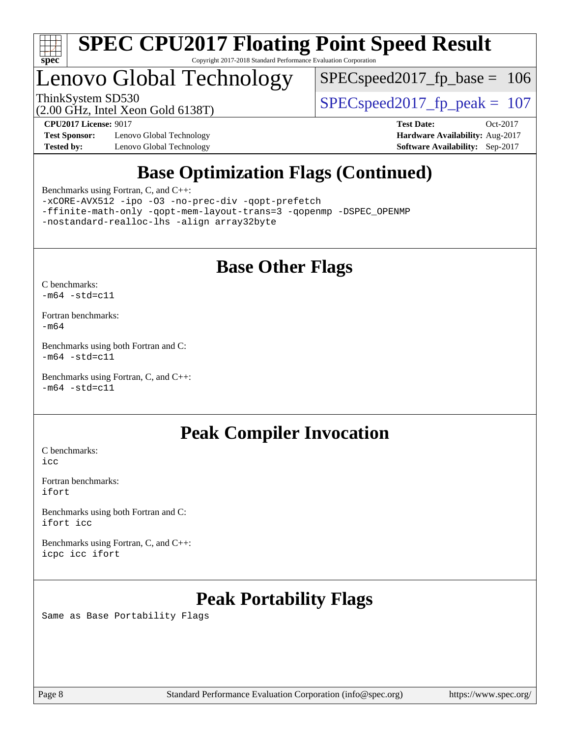# SPEC CPU2017 Floating Point Speed Result

Copyright 2017-2018 Standard Performance Evaluation Corporation

## Lenovo Global Technology

ThinkSystem SD530
(2.00 GHz, Intel Xeon Gold 6138T)

SPECspeed2017_fp_base = 106

SPECspeed2017_fp_peak = 107

**CPU2017 License:** 9017
**Test Sponsor:** Lenovo Global Technology
**Tested by:** Lenovo Global Technology

**Test Date:** Oct-2017
**Hardware Availability:** Aug-2017
**Software Availability:** Sep-2017

## Base Optimization Flags (Continued)

Benchmarks using Fortran, C, and C++:
```
-xCORE-AVX512 -ipo -O3 -no-prec-div -qopt-prefetch
-ffinite-math-only -qopt-mem-layout-trans=3 -qopenmp -DSPEC_OPENMP
-nostandard-realloc-lhs -align array32byte
```

## Base Other Flags

C benchmarks:
```
-m64 -std=c11
```

Fortran benchmarks:
```
-m64
```

Benchmarks using both Fortran and C:
```
-m64 -std=c11
```

Benchmarks using Fortran, C, and C++:
```
-m64 -std=c11
```

## Peak Compiler Invocation

C benchmarks:
```
icc
```

Fortran benchmarks:
```
ifort
```

Benchmarks using both Fortran and C:
```
ifort icc
```

Benchmarks using Fortran, C, and C++:
```
icpc icc ifort
```

## Peak Portability Flags

Same as Base Portability Flags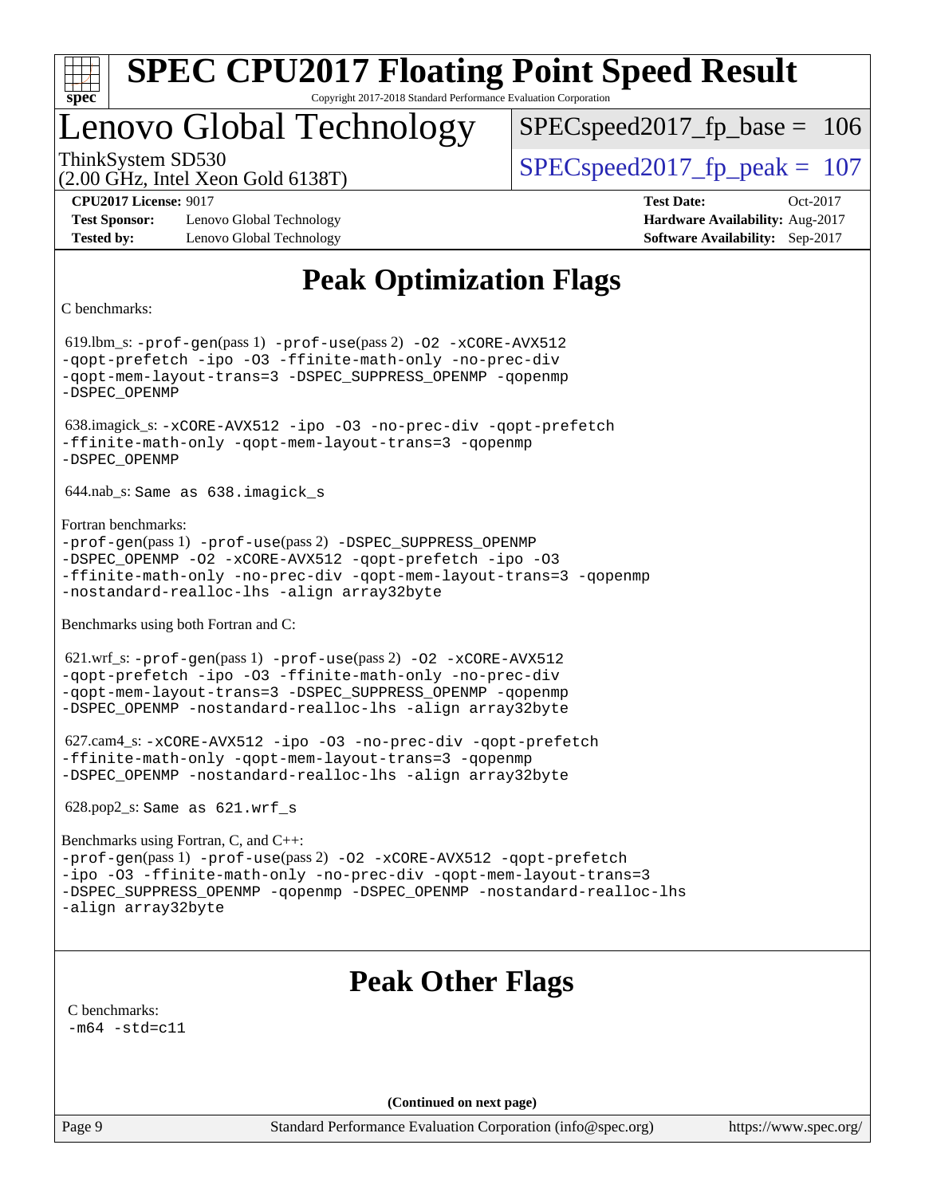# SPEC CPU2017 Floating Point Speed Result

Copyright 2017-2018 Standard Performance Evaluation Corporation

## Lenovo Global Technology

ThinkSystem SD530
(2.00 GHz, Intel Xeon Gold 6138T)

SPECspeed2017_fp_base = 106

SPECspeed2017_fp_peak = 107

**CPU2017 License:** 9017
**Test Sponsor:** Lenovo Global Technology
**Tested by:** Lenovo Global Technology

**Test Date:** Oct-2017
**Hardware Availability:** Aug-2017
**Software Availability:** Sep-2017

## Peak Optimization Flags

C benchmarks:

619.lbm_s: -prof-gen(pass 1) -prof-use(pass 2) -O2 -xCORE-AVX512 -qopt-prefetch -ipo -O3 -ffinite-math-only -no-prec-div -qopt-mem-layout-trans=3 -DSPEC_SUPPRESS_OPENMP -qopenmp -DSPEC_OPENMP

638.imagick_s: -xCORE-AVX512 -ipo -O3 -no-prec-div -qopt-prefetch -ffinite-math-only -qopt-mem-layout-trans=3 -qopenmp -DSPEC_OPENMP

644.nab_s: Same as 638.imagick_s

Fortran benchmarks:

-prof-gen(pass 1) -prof-use(pass 2) -DSPEC_SUPPRESS_OPENMP -DSPEC_OPENMP -O2 -xCORE-AVX512 -qopt-prefetch -ipo -O3 -ffinite-math-only -no-prec-div -qopt-mem-layout-trans=3 -qopenmp -nostandard-realloc-lhs -align array32byte

Benchmarks using both Fortran and C:

621.wrf_s: -prof-gen(pass 1) -prof-use(pass 2) -O2 -xCORE-AVX512 -qopt-prefetch -ipo -O3 -ffinite-math-only -no-prec-div -qopt-mem-layout-trans=3 -DSPEC_SUPPRESS_OPENMP -qopenmp -DSPEC_OPENMP -nostandard-realloc-lhs -align array32byte

627.cam4_s: -xCORE-AVX512 -ipo -O3 -no-prec-div -qopt-prefetch -ffinite-math-only -qopt-mem-layout-trans=3 -qopenmp -DSPEC_OPENMP -nostandard-realloc-lhs -align array32byte

628.pop2_s: Same as 621.wrf_s

Benchmarks using Fortran, C, and C++:

-prof-gen(pass 1) -prof-use(pass 2) -O2 -xCORE-AVX512 -qopt-prefetch -ipo -O3 -ffinite-math-only -no-prec-div -qopt-mem-layout-trans=3 -DSPEC_SUPPRESS_OPENMP -qopenmp -DSPEC_OPENMP -nostandard-realloc-lhs -align array32byte

## Peak Other Flags

C benchmarks:

-m64 -std=c11

**(Continued on next page)**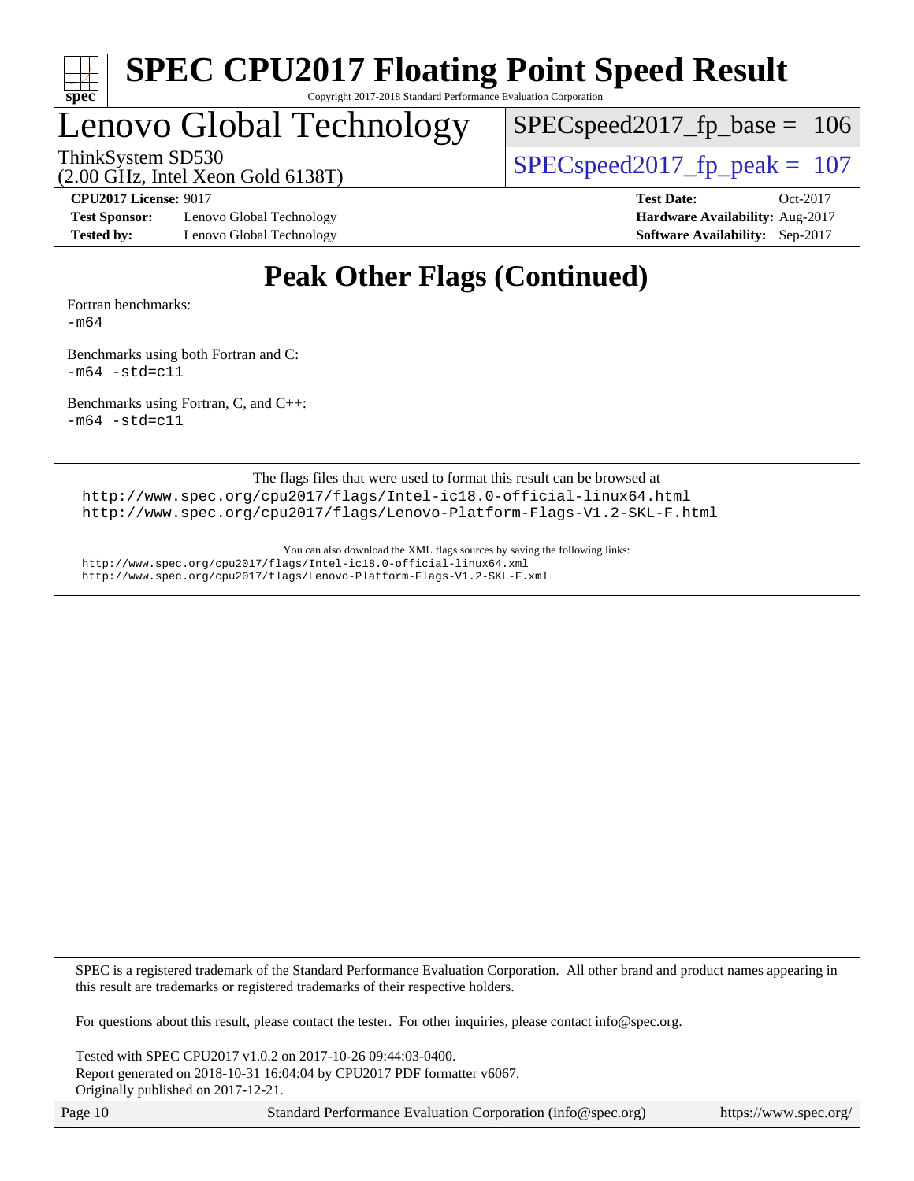# Peak Other Flags (Continued)

Fortran benchmarks:
-m64

Benchmarks using both Fortran and C:
-m64 -std=c11

Benchmarks using Fortran, C, and C++:
-m64 -std=c11

The flags files that were used to format this result can be browsed at
http://www.spec.org/cpu2017/flags/Intel-ic18.0-official-linux64.html
http://www.spec.org/cpu2017/flags/Lenovo-Platform-Flags-V1.2-SKL-F.html

You can also download the XML flags sources by saving the following links:
http://www.spec.org/cpu2017/flags/Intel-ic18.0-official-linux64.xml
http://www.spec.org/cpu2017/flags/Lenovo-Platform-Flags-V1.2-SKL-F.xml

SPEC is a registered trademark of the Standard Performance Evaluation Corporation. All other brand and product names appearing in this result are trademarks or registered trademarks of their respective holders.

For questions about this result, please contact the tester. For other inquiries, please contact info@spec.org.

Tested with SPEC CPU2017 v1.0.2 on 2017-10-26 09:44:03-0400.
Report generated on 2018-10-31 16:04:04 by CPU2017 PDF formatter v6067.
Originally published on 2017-12-21.